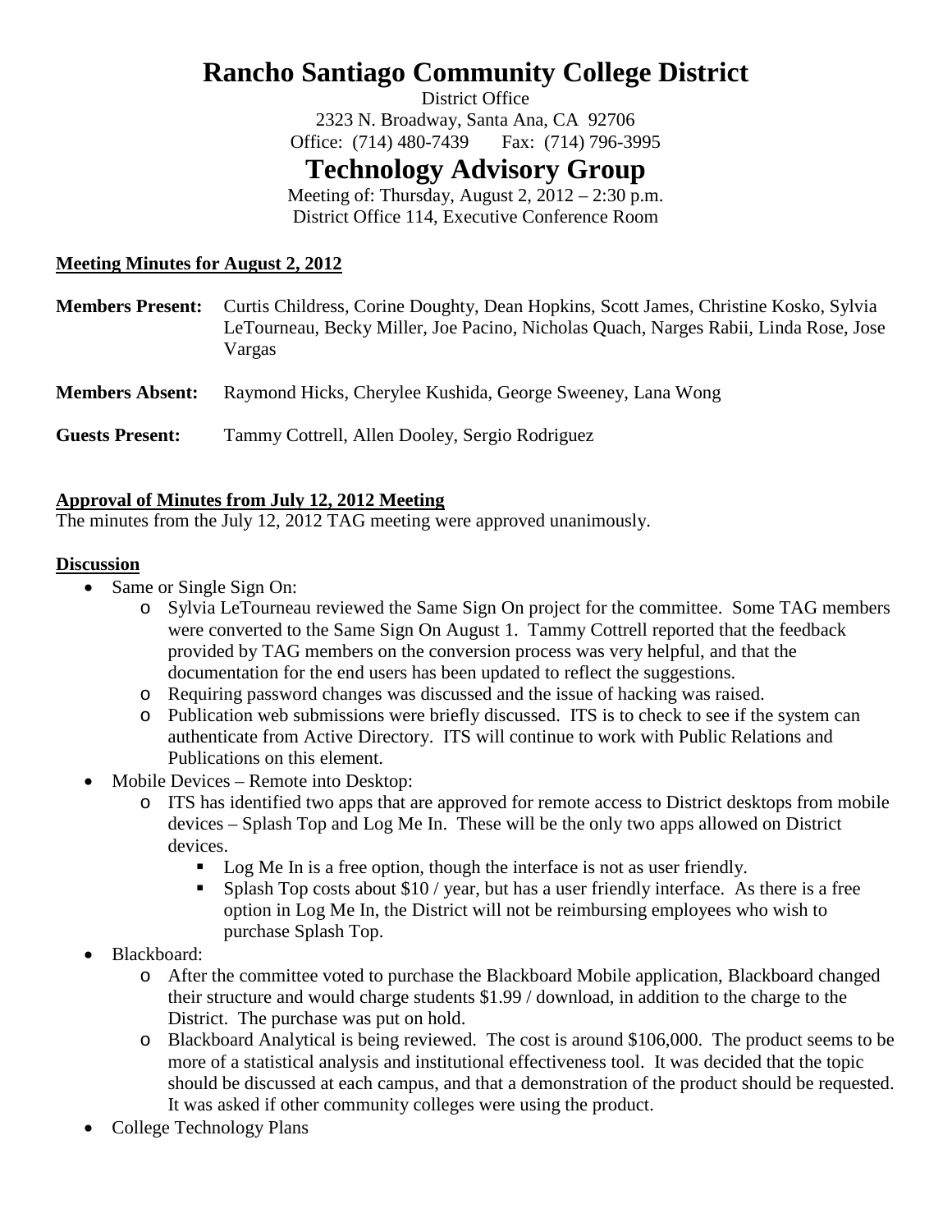# Rancho Santiago Community College District

District Office
2323 N. Broadway, Santa Ana, CA 92706
Office: (714) 480-7439 Fax: (714) 796-3995

# Technology Advisory Group

Meeting of: Thursday, August 2, 2012 – 2:30 p.m.
District Office 114, Executive Conference Room

**Meeting Minutes for August 2, 2012**

**Members Present:** Curtis Childress, Corine Doughty, Dean Hopkins, Scott James, Christine Kosko, Sylvia LeTourneau, Becky Miller, Joe Pacino, Nicholas Quach, Narges Rabii, Linda Rose, Jose Vargas

**Members Absent:** Raymond Hicks, Cherylee Kushida, George Sweeney, Lana Wong

**Guests Present:** Tammy Cottrell, Allen Dooley, Sergio Rodriguez

**Approval of Minutes from July 12, 2012 Meeting**

The minutes from the July 12, 2012 TAG meeting were approved unanimously.

**Discussion**

- Same or Single Sign On:
  - Sylvia LeTourneau reviewed the Same Sign On project for the committee. Some TAG members were converted to the Same Sign On August 1. Tammy Cottrell reported that the feedback provided by TAG members on the conversion process was very helpful, and that the documentation for the end users has been updated to reflect the suggestions.
  - Requiring password changes was discussed and the issue of hacking was raised.
  - Publication web submissions were briefly discussed. ITS is to check to see if the system can authenticate from Active Directory. ITS will continue to work with Public Relations and Publications on this element.
- Mobile Devices – Remote into Desktop:
  - ITS has identified two apps that are approved for remote access to District desktops from mobile devices – Splash Top and Log Me In. These will be the only two apps allowed on District devices.
    - Log Me In is a free option, though the interface is not as user friendly.
    - Splash Top costs about $10 / year, but has a user friendly interface. As there is a free option in Log Me In, the District will not be reimbursing employees who wish to purchase Splash Top.
- Blackboard:
  - After the committee voted to purchase the Blackboard Mobile application, Blackboard changed their structure and would charge students $1.99 / download, in addition to the charge to the District. The purchase was put on hold.
  - Blackboard Analytical is being reviewed. The cost is around $106,000. The product seems to be more of a statistical analysis and institutional effectiveness tool. It was decided that the topic should be discussed at each campus, and that a demonstration of the product should be requested. It was asked if other community colleges were using the product.
- College Technology Plans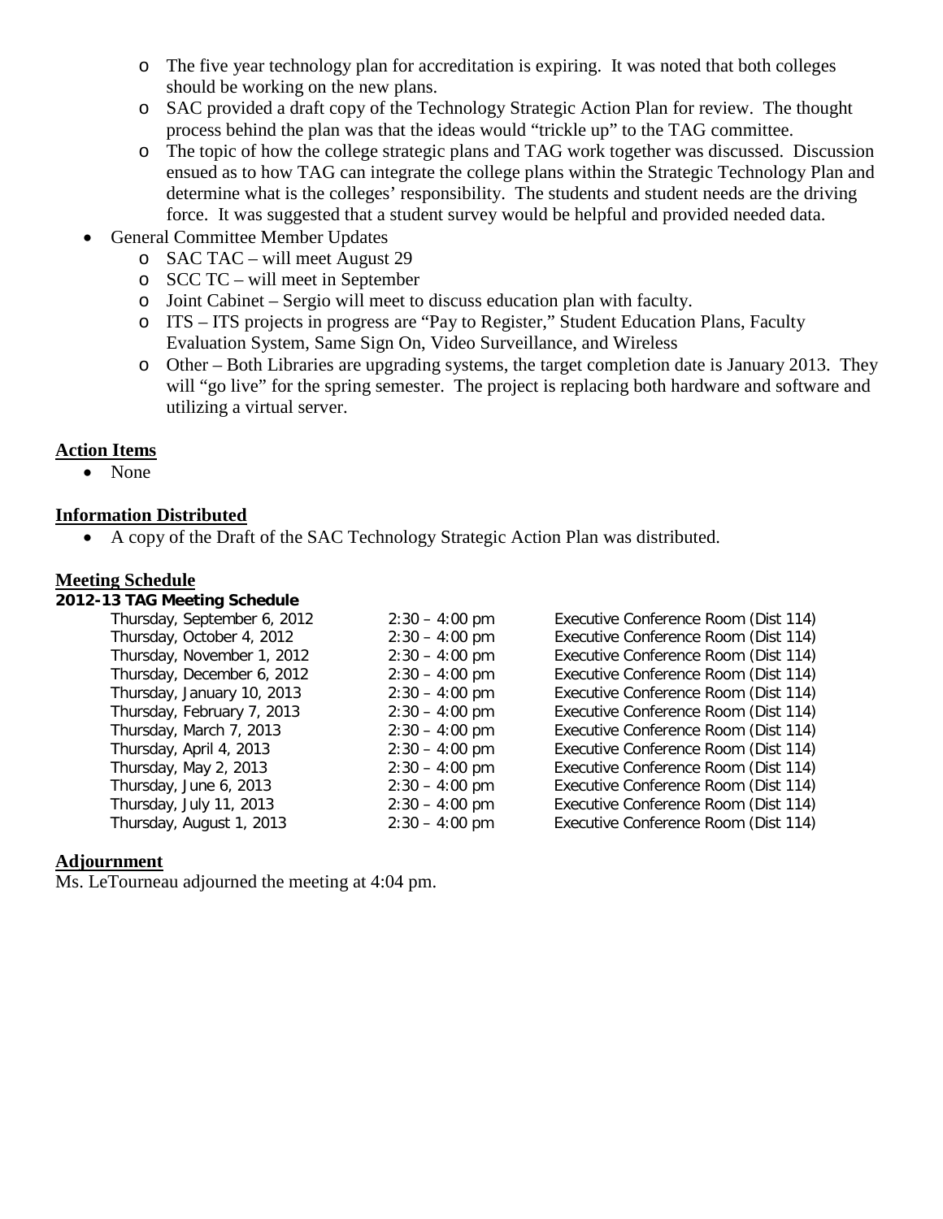- The five year technology plan for accreditation is expiring. It was noted that both colleges should be working on the new plans.
  - SAC provided a draft copy of the Technology Strategic Action Plan for review. The thought process behind the plan was that the ideas would "trickle up" to the TAG committee.
  - The topic of how the college strategic plans and TAG work together was discussed. Discussion ensued as to how TAG can integrate the college plans within the Strategic Technology Plan and determine what is the colleges' responsibility. The students and student needs are the driving force. It was suggested that a student survey would be helpful and provided needed data.
- General Committee Member Updates
  - SAC TAC – will meet August 29
  - SCC TC – will meet in September
  - Joint Cabinet – Sergio will meet to discuss education plan with faculty.
  - ITS – ITS projects in progress are "Pay to Register," Student Education Plans, Faculty Evaluation System, Same Sign On, Video Surveillance, and Wireless
  - Other – Both Libraries are upgrading systems, the target completion date is January 2013. They will "go live" for the spring semester. The project is replacing both hardware and software and utilizing a virtual server.

## Action Items

- None

## Information Distributed

- A copy of the Draft of the SAC Technology Strategic Action Plan was distributed.

## Meeting Schedule

**2012-13 TAG Meeting Schedule**

| | | |
|---|---|---|
| Thursday, September 6, 2012 | 2:30 – 4:00 pm | Executive Conference Room (Dist 114) |
| Thursday, October 4, 2012 | 2:30 – 4:00 pm | Executive Conference Room (Dist 114) |
| Thursday, November 1, 2012 | 2:30 – 4:00 pm | Executive Conference Room (Dist 114) |
| Thursday, December 6, 2012 | 2:30 – 4:00 pm | Executive Conference Room (Dist 114) |
| Thursday, January 10, 2013 | 2:30 – 4:00 pm | Executive Conference Room (Dist 114) |
| Thursday, February 7, 2013 | 2:30 – 4:00 pm | Executive Conference Room (Dist 114) |
| Thursday, March 7, 2013 | 2:30 – 4:00 pm | Executive Conference Room (Dist 114) |
| Thursday, April 4, 2013 | 2:30 – 4:00 pm | Executive Conference Room (Dist 114) |
| Thursday, May 2, 2013 | 2:30 – 4:00 pm | Executive Conference Room (Dist 114) |
| Thursday, June 6, 2013 | 2:30 – 4:00 pm | Executive Conference Room (Dist 114) |
| Thursday, July 11, 2013 | 2:30 – 4:00 pm | Executive Conference Room (Dist 114) |
| Thursday, August 1, 2013 | 2:30 – 4:00 pm | Executive Conference Room (Dist 114) |

## Adjournment

Ms. LeTourneau adjourned the meeting at 4:04 pm.